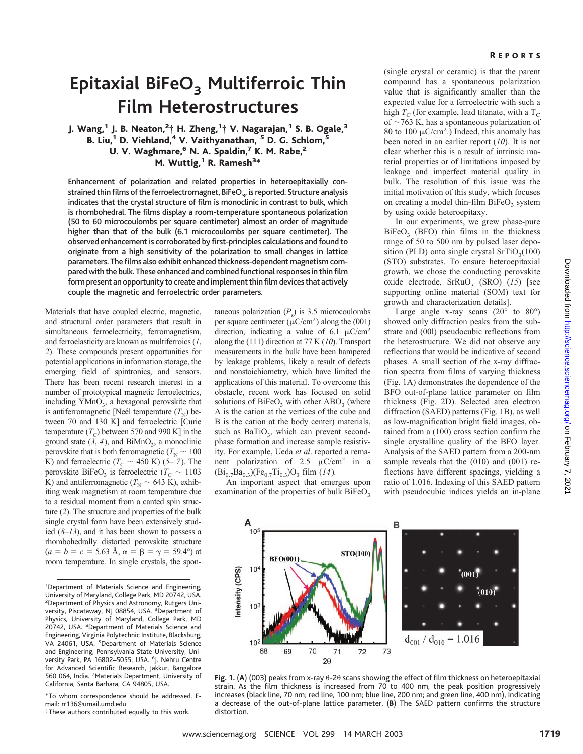# Epitaxial $BiFeO_3$ Multiferroic Thin Film Heterostructures

J. Wang,[1] J. B. Neaton,[2]† H. Zheng,[1]† V. Nagarajan,[1] S. B. Ogale,[3] B. Liu,[1] D. Viehland,[4] V. Vaithyanathan,[5] D. G. Schlom,[5] U. V. Waghmare,[6] N. A. Spaldin,[7] K. M. Rabe,[2] M. Wuttig,[1] R. Ramesh[3]*

**Enhancement of polarization and related properties in heteroepitaxially constrained thin films of the ferroelectromagnet, $BiFeO_3$, is reported. Structure analysis indicates that the crystal structure of film is monoclinic in contrast to bulk, which is rhombohedral. The films display a room-temperature spontaneous polarization (50 to 60 microcoulombs per square centimeter) almost an order of magnitude higher than that of the bulk (6.1 microcoulombs per square centimeter). The observed enhancement is corroborated by first-principles calculations and found to originate from a high sensitivity of the polarization to small changes in lattice parameters. The films also exhibit enhanced thickness-dependent magnetism compared with the bulk. These enhanced and combined functional responses in thin film form present an opportunity to create and implement thin film devices that actively couple the magnetic and ferroelectric order parameters.**

Materials that have coupled electric, magnetic, and structural order parameters that result in simultaneous ferroelectricity, ferromagnetism, and ferroelasticity are known as multiferroics (*1*, *2*). These compounds present opportunities for potential applications in information storage, the emerging field of spintronics, and sensors. There has been recent research interest in a number of prototypical magnetic ferroelectrics, including $YMnO_3$, a hexagonal perovskite that is antiferromagnetic [Neél temperature ($T_N$) between 70 and 130 K] and ferroelectric [Curie temperature ($T_C$) between 570 and 990 K] in the ground state (*3*, *4*), and $BiMnO_3$, a monoclinic perovskite that is both ferromagnetic ($T_N \sim 100$ K) and ferroelectric ($T_C \sim 450$ K) (*5*– *7*). The perovskite $BiFeO_3$ is ferroelectric ($T_C \sim 1103$ K) and antiferromagnetic ($T_N \sim 643$ K), exhibiting weak magnetism at room temperature due to a residual moment from a canted spin structure (*2*). The structure and properties of the bulk single crystal form have been extensively studied (*8*–*13*), and it has been shown to possess a rhombohedrally distorted perovskite structure ($a = b = c = 5.63$ Å, $\alpha = \beta = \gamma = 59.4°$) at room temperature. In single crystals, the spontaneous polarization ($P_s$) is 3.5 microcoulombs per square centimeter ($\mu C/cm^2$) along the (001) direction, indicating a value of 6.1 $\mu C/cm^2$ along the (111) direction at 77 K (*10*). Transport measurements in the bulk have been hampered by leakage problems, likely a result of defects and nonstoichiometry, which have limited the applications of this material. To overcome this obstacle, recent work has focused on solid solutions of $BiFeO_3$ with other $ABO_3$ (where A is the cation at the vertices of the cube and B is the cation at the body center) materials, such as $BaTiO_3$, which can prevent second-phase formation and increase sample resistivity. For example, Ueda *et al*. reported a remanent polarization of 2.5 $\mu C/cm^2$ in a $(Bi_{0.7}Ba_{0.3})(Fe_{0.7}Ti_{0.3})O_3$ film (*14*).

An important aspect that emerges upon examination of the properties of bulk $BiFeO_3$ (single crystal or ceramic) is that the parent compound has a spontaneous polarization value that is significantly smaller than the expected value for a ferroelectric with such a high $T_C$ (for example, lead titanate, with a $T_C$ of ~763 K, has a spontaneous polarization of 80 to 100 $\mu C/cm^2$.) Indeed, this anomaly has been noted in an earlier report (*10*). It is not clear whether this is a result of intrinsic material properties or of limitations imposed by leakage and imperfect material quality in bulk. The resolution of this issue was the initial motivation of this study, which focuses on creating a model thin-film $BiFeO_3$ system by using oxide heteroepitaxy.

In our experiments, we grew phase-pure $BiFeO_3$ (BFO) thin films in the thickness range of 50 to 500 nm by pulsed laser deposition (PLD) onto single crystal $SrTiO_3$(100) (STO) substrates. To ensure heteroepitaxial growth, we chose the conducting perovskite oxide electrode, $SrRuO_3$ (SRO) (*15*) [see supporting online material (SOM) text for growth and characterization details].

Large angle x-ray scans (20° to 80°) showed only diffraction peaks from the substrate and (00l) pseudocubic reflections from the heterostructure. We did not observe any reflections that would be indicative of second phases. A small section of the x-ray diffraction spectra from films of varying thickness (Fig. 1A) demonstrates the dependence of the BFO out-of-plane lattice parameter on film thickness (Fig. 2D). Selected area electron diffraction (SAED) patterns (Fig. 1B), as well as low-magnification bright field images, obtained from a (100) cross section confirm the single crystalline quality of the BFO layer. Analysis of the SAED pattern from a 200-nm sample reveals that the (010) and (001) reflections have different spacings, yielding a ratio of 1.016. Indexing of this SAED pattern with pseudocubic indices yields an in-plane

**Fig. 1.** (**A**) (003) peaks from x-ray θ-2θ scans showing the effect of film thickness on heteroepitaxial strain. As the film thickness is increased from 70 to 400 nm, the peak position progressively increases (black line, 70 nm; red line, 100 nm; blue line, 200 nm; and green line, 400 nm), indicating a decrease of the out-of-plane lattice parameter. (**B**) The SAED pattern confirms the structure distortion.

---

[1]Department of Materials Science and Engineering, University of Maryland, College Park, MD 20742, USA. [2]Department of Physics and Astronomy, Rutgers University, Piscataway, NJ 08854, USA. [3]Department of Physics, University of Maryland, College Park, MD 20742, USA. [4]Department of Materials Science and Engineering, Virginia Polytechnic Institute, Blacksburg, VA 24061, USA. [5]Department of Materials Science and Engineering, Pennsylvania State University, University Park, PA 16802–5055, USA. [6]J. Nehru Centre for Advanced Scientific Research, Jakkur, Bangalore 560 064, India. [7]Materials Department, University of California, Santa Barbara, CA 94805, USA.

*To whom correspondence should be addressed. E-mail: rr136@umail.umd.edu

†These authors contributed equally to this work.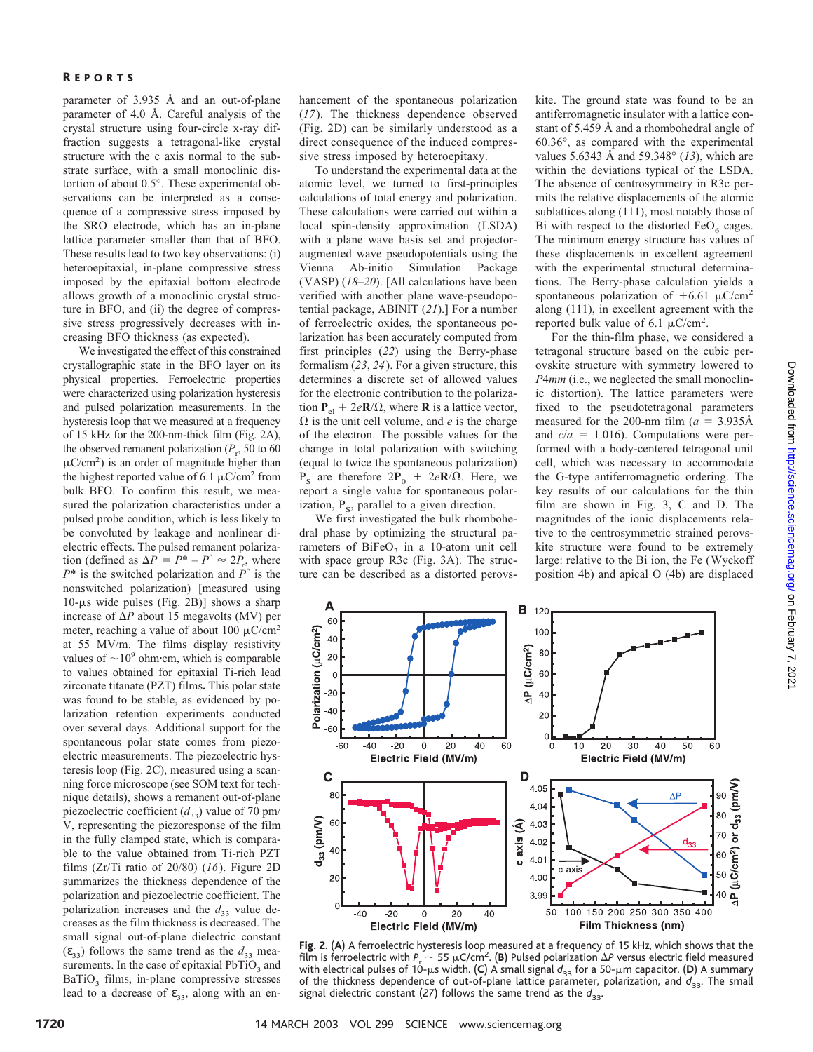parameter of 3.935 Å and an out-of-plane parameter of 4.0 Å. Careful analysis of the crystal structure using four-circle x-ray diffraction suggests a tetragonal-like crystal structure with the c axis normal to the substrate surface, with a small monoclinic distortion of about 0.5°. These experimental observations can be interpreted as a consequence of a compressive stress imposed by the SRO electrode, which has an in-plane lattice parameter smaller than that of BFO. These results lead to two key observations: (i) heteroepitaxial, in-plane compressive stress imposed by the epitaxial bottom electrode allows growth of a monoclinic crystal structure in BFO, and (ii) the degree of compressive stress progressively decreases with increasing BFO thickness (as expected).

We investigated the effect of this constrained crystallographic state in the BFO layer on its physical properties. Ferroelectric properties were characterized using polarization hysteresis and pulsed polarization measurements. In the hysteresis loop that we measured at a frequency of 15 kHz for the 200-nm-thick film (Fig. 2A), the observed remanent polarization ($P_r$, 50 to 60 $\mu$C/cm$^2$) is an order of magnitude higher than the highest reported value of 6.1 $\mu$C/cm$^2$ from bulk BFO. To confirm this result, we measured the polarization characteristics under a pulsed probe condition, which is less likely to be convoluted by leakage and nonlinear dielectric effects. The pulsed remanent polarization (defined as $\Delta P = P^* - \hat{P} \approx 2P_r$, where $P^*$ is the switched polarization and $\hat{P}$ is the nonswitched polarization) [measured using 10-$\mu$s wide pulses (Fig. 2B)] shows a sharp increase of $\Delta P$ about 15 megavolts (MV) per meter, reaching a value of about 100 $\mu$C/cm$^2$ at 55 MV/m. The films display resistivity values of $\sim 10^9$ ohm·cm, which is comparable to values obtained for epitaxial Ti-rich lead zirconate titanate (PZT) films**.** This polar state was found to be stable, as evidenced by polarization retention experiments conducted over several days. Additional support for the spontaneous polar state comes from piezoelectric measurements. The piezoelectric hysteresis loop (Fig. 2C), measured using a scanning force microscope (see SOM text for technique details), shows a remanent out-of-plane piezoelectric coefficient ($d_{33}$) value of 70 pm/V, representing the piezoresponse of the film in the fully clamped state, which is comparable to the value obtained from Ti-rich PZT films (Zr/Ti ratio of 20/80) (*16*). Figure 2D summarizes the thickness dependence of the polarization and piezoelectric coefficient. The polarization increases and the $d_{33}$ value decreases as the film thickness is decreased. The small signal out-of-plane dielectric constant ($\varepsilon_{33}$) follows the same trend as the $d_{33}$ measurements. In the case of epitaxial $PbTiO_3$ and $BaTiO_3$ films, in-plane compressive stresses lead to a decrease of $\varepsilon_{33}$, along with an enhancement of the spontaneous polarization (*17*). The thickness dependence observed (Fig. 2D) can be similarly understood as a direct consequence of the induced compressive stress imposed by heteroepitaxy.

To understand the experimental data at the atomic level, we turned to first-principles calculations of total energy and polarization. These calculations were carried out within a local spin-density approximation (LSDA) with a plane wave basis set and projector-augmented wave pseudopotentials using the Vienna Ab-initio Simulation Package (VASP) (*18*–*20*). [All calculations have been verified with another plane wave-pseudopotential package, ABINIT (*21*).] For a number of ferroelectric oxides, the spontaneous polarization has been accurately computed from first principles (*22*) using the Berry-phase formalism (*23*, *24*). For a given structure, this determines a discrete set of allowed values for the electronic contribution to the polarization $\mathbf{P}_{el} + 2e\mathbf{R}/\Omega$, where $\mathbf{R}$ is a lattice vector, $\Omega$ is the unit cell volume, and $e$ is the charge of the electron. The possible values for the change in total polarization with switching (equal to twice the spontaneous polarization) $P_S$ are therefore $2\mathbf{P}_0 + 2e\mathbf{R}/\Omega$. Here, we report a single value for spontaneous polarization, $P_S$, parallel to a given direction.

We first investigated the bulk rhombohedral phase by optimizing the structural parameters of $BiFeO_3$ in a 10-atom unit cell with space group R3c (Fig. 3A). The structure can be described as a distorted perovskite. The ground state was found to be an antiferromagnetic insulator with a lattice constant of 5.459 Å and a rhombohedral angle of 60.36°, as compared with the experimental values 5.6343 Å and 59.348° (*13*), which are within the deviations typical of the LSDA. The absence of centrosymmetry in R3c permits the relative displacements of the atomic sublattices along (111), most notably those of Bi with respect to the distorted $FeO_6$ cages. The minimum energy structure has values of these displacements in excellent agreement with the experimental structural determinations. The Berry-phase calculation yields a spontaneous polarization of +6.61 $\mu$C/cm$^2$ along (111), in excellent agreement with the reported bulk value of 6.1 $\mu$C/cm$^2$.

For the thin-film phase, we considered a tetragonal structure based on the cubic perovskite structure with symmetry lowered to *P4mm* (i.e., we neglected the small monoclinic distortion). The lattice parameters were fixed to the pseudotetragonal parameters measured for the 200-nm film ($a$ = 3.935Å and $c/a$ = 1.016). Computations were performed with a body-centered tetragonal unit cell, which was necessary to accommodate the G-type antiferromagnetic ordering. The key results of our calculations for the thin film are shown in Fig. 3, C and D. The magnitudes of the ionic displacements relative to the centrosymmetric strained perovskite structure were found to be extremely large: relative to the Bi ion, the Fe (Wyckoff position 4b) and apical O (4b) are displaced

**Fig. 2.** (**A**) A ferroelectric hysteresis loop measured at a frequency of 15 kHz, which shows that the film is ferroelectric with $P_r \sim 55$ $\mu$C/cm$^2$. (**B**) Pulsed polarization $\Delta P$ versus electric field measured with electrical pulses of 10-$\mu$s width. (**C**) A small signal $d_{33}$ for a 50-$\mu$m capacitor. (**D**) A summary of the thickness dependence of out-of-plane lattice parameter, polarization, and $d_{33}$. The small signal dielectric constant (*27*) follows the same trend as the $d_{33}$.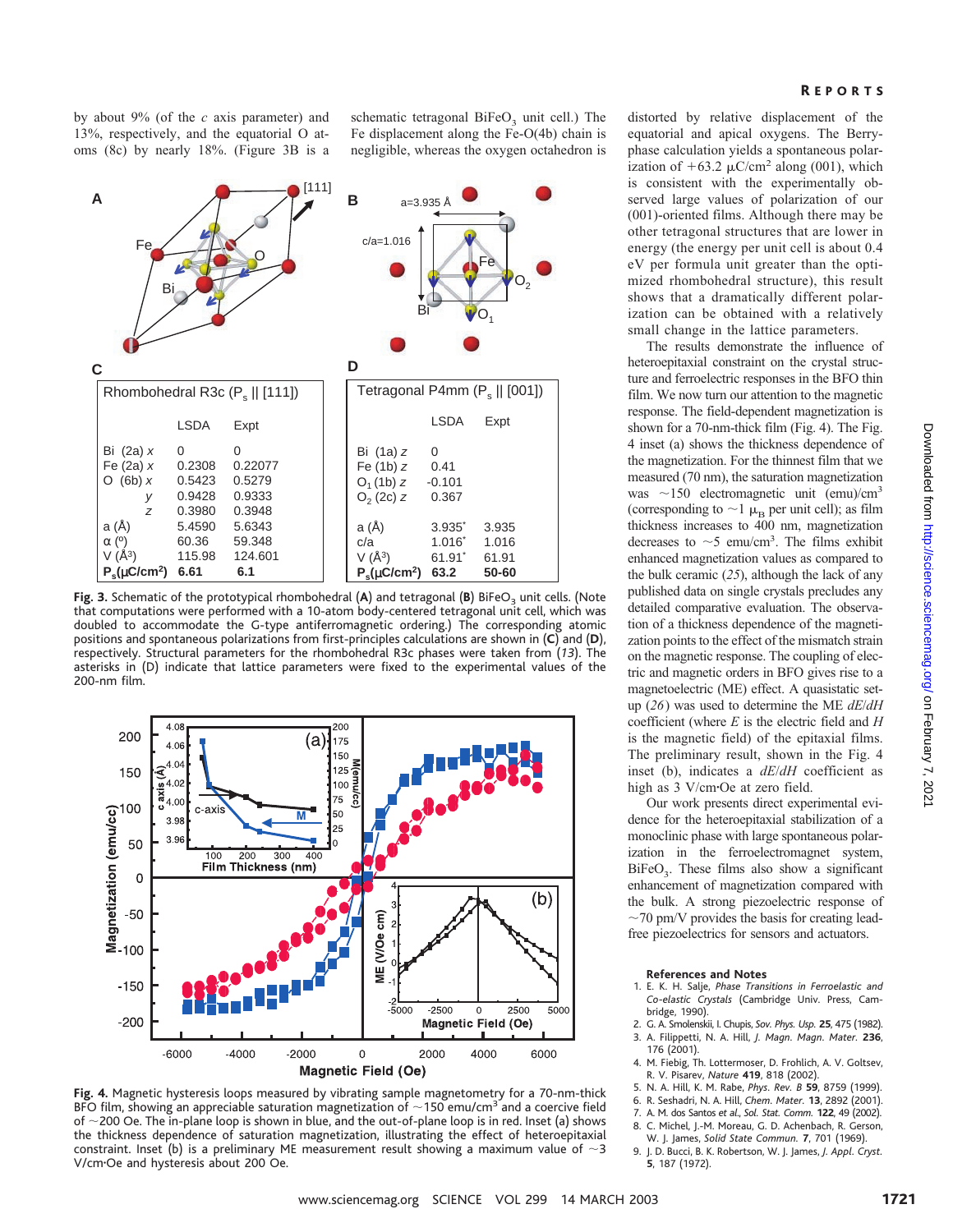by about 9% (of the $c$ axis parameter) and 13%, respectively, and the equatorial O atoms (8c) by nearly 18%. (Figure 3B is a schematic tetragonal $BiFeO_3$ unit cell.) The Fe displacement along the Fe-O(4b) chain is negligible, whereas the oxygen octahedron is distorted by relative displacement of the equatorial and apical oxygens. The Berry-phase calculation yields a spontaneous polarization of +63.2 μC/cm$^2$ along (001), which is consistent with the experimentally observed large values of polarization of our (001)-oriented films. Although there may be other tetragonal structures that are lower in energy (the energy per unit cell is about 0.4 eV per formula unit greater than the optimized rhombohedral structure), this result shows that a dramatically different polarization can be obtained with a relatively small change in the lattice parameters.

C

| Rhombohedral R3c ($P_s$ ∥ [111]) | | LSDA | Expt |
|---|---|---|---|
| Bi (2a) | $x$ | 0 | 0 |
| Fe (2a) | $x$ | 0.2308 | 0.22077 |
| O (6b) | $x$ | 0.5423 | 0.5279 |
| | $y$ | 0.9428 | 0.9333 |
| | $z$ | 0.3980 | 0.3948 |
| a (Å) | | 5.4590 | 5.6343 |
| α (°) | | 60.36 | 59.348 |
| V (Å$^3$) | | 115.98 | 124.601 |
| **$P_s$(μC/cm$^2$)** | | **6.61** | **6.1** |

D

| Tetragonal P4mm ($P_s$ ∥ [001]) | | LSDA | Expt |
|---|---|---|---|
| Bi (1a) | $z$ | 0 | |
| Fe (1b) | $z$ | 0.41 | |
| $O_1$ (1b) | $z$ | -0.101 | |
| $O_2$ (2c) | $z$ | 0.367 | |
| a (Å) | | 3.935* | 3.935 |
| c/a | | 1.016* | 1.016 |
| V (Å$^3$) | | 61.91* | 61.91 |
| **$P_s$(μC/cm$^2$)** | | **63.2** | **50-60** |

**Fig. 3.** Schematic of the prototypical rhombohedral (**A**) and tetragonal (**B**) $BiFeO_3$ unit cells. (Note that computations were performed with a 10-atom body-centered tetragonal unit cell, which was doubled to accommodate the G-type antiferromagnetic ordering.) The corresponding atomic positions and spontaneous polarizations from first-principles calculations are shown in (**C**) and (**D**), respectively. Structural parameters for the rhombohedral R3c phases were taken from (*13*). The asterisks in (D) indicate that lattice parameters were fixed to the experimental values of the 200-nm film.

**Fig. 4.** Magnetic hysteresis loops measured by vibrating sample magnetometry for a 70-nm-thick BFO film, showing an appreciable saturation magnetization of ~150 emu/cm$^3$ and a coercive field of ~200 Oe. The in-plane loop is shown in blue, and the out-of-plane loop is in red. Inset (a) shows the thickness dependence of saturation magnetization, illustrating the effect of heteroepitaxial constraint. Inset (b) is a preliminary ME measurement result showing a maximum value of ~3 V/cm·Oe and hysteresis about 200 Oe.

The results demonstrate the influence of heteroepitaxial constraint on the crystal structure and ferroelectric responses in the BFO thin film. We now turn our attention to the magnetic response. The field-dependent magnetization is shown for a 70-nm-thick film (Fig. 4). The Fig. 4 inset (a) shows the thickness dependence of the magnetization. For the thinnest film that we measured (70 nm), the saturation magnetization was ~150 electromagnetic unit (emu)/cm$^3$ (corresponding to ~1 $\mu_B$ per unit cell); as film thickness increases to 400 nm, magnetization decreases to ~5 emu/cm$^3$. The films exhibit enhanced magnetization values as compared to the bulk ceramic (*25*), although the lack of any published data on single crystals precludes any detailed comparative evaluation. The observation of a thickness dependence of the magnetization points to the effect of the mismatch strain on the magnetic response. The coupling of electric and magnetic orders in BFO gives rise to a magnetoelectric (ME) effect. A quasistatic setup (*26*) was used to determine the ME $dE/dH$ coefficient (where $E$ is the electric field and $H$ is the magnetic field) of the epitaxial films. The preliminary result, shown in the Fig. 4 inset (b), indicates a $dE/dH$ coefficient as high as 3 V/cm·Oe at zero field.

Our work presents direct experimental evidence for the heteroepitaxial stabilization of a monoclinic phase with large spontaneous polarization in the ferroelectromagnet system, $BiFeO_3$. These films also show a significant enhancement of magnetization compared with the bulk. A strong piezoelectric response of ~70 pm/V provides the basis for creating lead-free piezoelectrics for sensors and actuators.

### References and Notes

1. E. K. H. Salje, *Phase Transitions in Ferroelastic and Co-elastic Crystals* (Cambridge Univ. Press, Cambridge, 1990).
2. G. A. Smolenskii, I. Chupis, *Sov. Phys. Usp.* **25**, 475 (1982).
3. A. Filippetti, N. A. Hill, *J. Magn. Magn. Mater.* **236**, 176 (2001).
4. M. Fiebig, Th. Lottermoser, D. Frohlich, A. V. Goltsev, R. V. Pisarev, *Nature* **419**, 818 (2002).
5. N. A. Hill, K. M. Rabe, *Phys. Rev. B* **59**, 8759 (1999).
6. R. Seshadri, N. A. Hill, *Chem. Mater.* **13**, 2892 (2001).
7. A. M. dos Santos *et al.*, *Sol. Stat. Comm.* **122**, 49 (2002).
8. C. Michel, J.-M. Moreau, G. D. Achenbach, R. Gerson, W. J. James, *Solid State Commun.* **7**, 701 (1969).
9. J. D. Bucci, B. K. Robertson, W. J. James, *J. Appl. Cryst.* **5**, 187 (1972).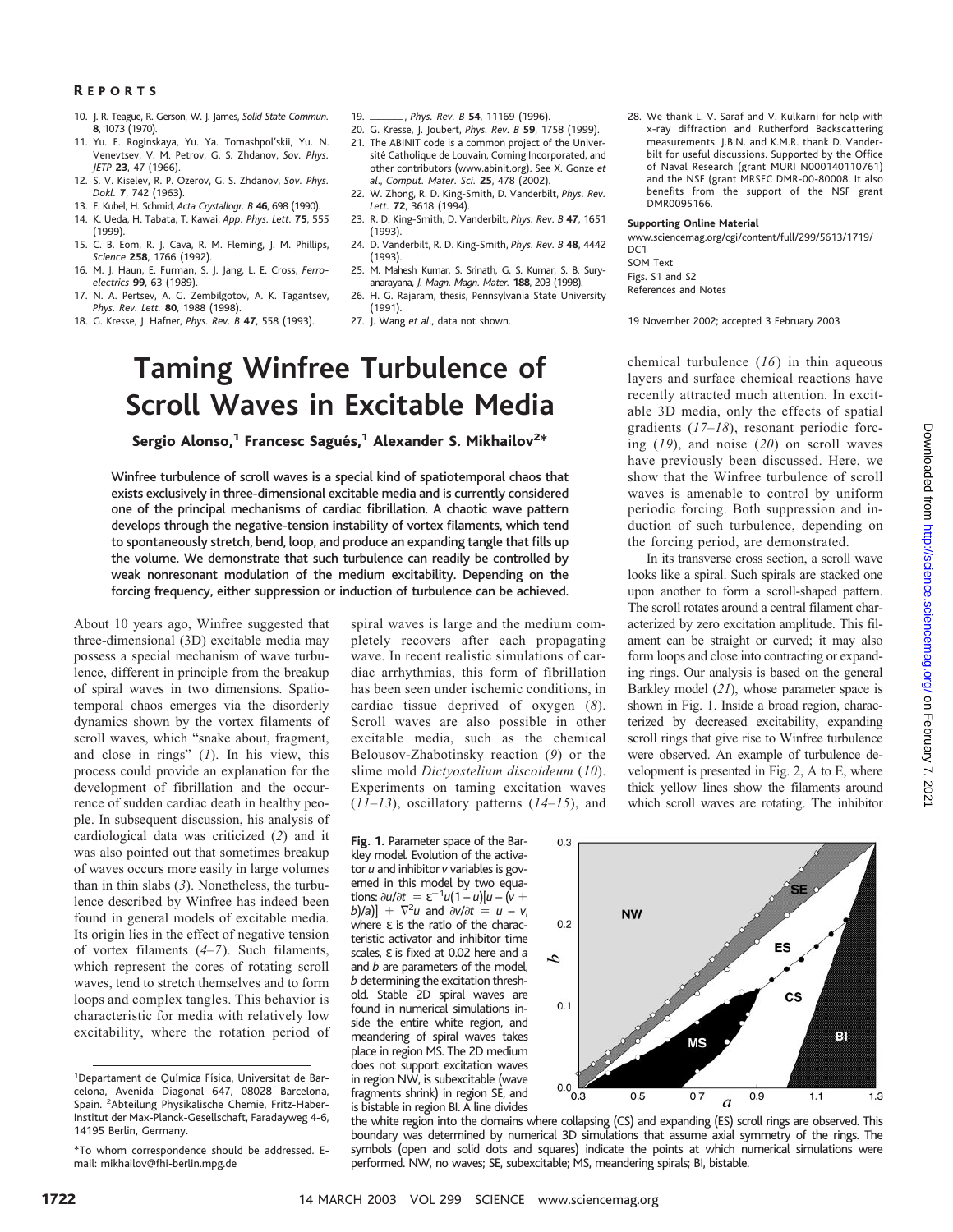10. J. R. Teague, R. Gerson, W. J. James, *Solid State Commun.* **8**, 1073 (1970).
11. Yu. E. Roginskaya, Yu. Ya. Tomashpol'skii, Yu. N. Venevtsev, V. M. Petrov, G. S. Zhdanov, *Sov. Phys. JETP* **23**, 47 (1966).
12. S. V. Kiselev, R. P. Ozerov, G. S. Zhdanov, *Sov. Phys. Dokl.* **7**, 742 (1963).
13. F. Kubel, H. Schmid, *Acta Crystallogr. B* **46**, 698 (1990).
14. K. Ueda, H. Tabata, T. Kawai, *App. Phys. Lett.* **75**, 555 (1999).
15. C. B. Eom, R. J. Cava, R. M. Fleming, J. M. Phillips, *Science* **258**, 1766 (1992).
16. M. J. Haun, E. Furman, S. J. Jang, L. E. Cross, *Ferroelectrics* **99**, 63 (1989).
17. N. A. Pertsev, A. G. Zembilgotov, A. K. Tagantsev, *Phys. Rev. Lett.* **80**, 1988 (1998).
18. G. Kresse, J. Hafner, *Phys. Rev. B* **47**, 558 (1993).
19. ———, *Phys. Rev. B* **54**, 11169 (1996).
20. G. Kresse, J. Joubert, *Phys. Rev. B* **59**, 1758 (1999).
21. The ABINIT code is a common project of the Université Catholique de Louvain, Corning Incorporated, and other contributors (www.abinit.org). See X. Gonze *et al.*, *Comput. Mater. Sci.* **25**, 478 (2002).
22. W. Zhong, R. D. King-Smith, D. Vanderbilt, *Phys. Rev. Lett.* **72**, 3618 (1994).
23. R. D. King-Smith, D. Vanderbilt, *Phys. Rev. B* **47**, 1651 (1993).
24. D. Vanderbilt, R. D. King-Smith, *Phys. Rev. B* **48**, 4442 (1993).
25. M. Mahesh Kumar, S. Srinath, G. S. Kumar, S. B. Suryanarayana, *J. Magn. Magn. Mater.* **188**, 203 (1998).
26. H. G. Rajaram, thesis, Pennsylvania State University (1991).
27. J. Wang *et al.*, data not shown.
28. We thank L. V. Saraf and V. Kulkarni for help with x-ray diffraction and Rutherford Backscattering measurements. J.B.N. and K.M.R. thank D. Vanderbilt for useful discussions. Supported by the Office of Naval Research (grant MURI N000140110761) and the NSF (grant MRSEC DMR-00-80008. It also benefits from the support of the NSF grant DMR0095166.

**Supporting Online Material**

www.sciencemag.org/cgi/content/full/299/5613/1719/DC1
SOM Text
Figs. S1 and S2
References and Notes

19 November 2002; accepted 3 February 2003

# Taming Winfree Turbulence of Scroll Waves in Excitable Media

**Sergio Alonso,[1] Francesc Sagués,[1] Alexander S. Mikhailov[2]\***

**Winfree turbulence of scroll waves is a special kind of spatiotemporal chaos that exists exclusively in three-dimensional excitable media and is currently considered one of the principal mechanisms of cardiac fibrillation. A chaotic wave pattern develops through the negative-tension instability of vortex filaments, which tend to spontaneously stretch, bend, loop, and produce an expanding tangle that fills up the volume. We demonstrate that such turbulence can readily be controlled by weak nonresonant modulation of the medium excitability. Depending on the forcing frequency, either suppression or induction of turbulence can be achieved.**

About 10 years ago, Winfree suggested that three-dimensional (3D) excitable media may possess a special mechanism of wave turbulence, different in principle from the breakup of spiral waves in two dimensions. Spatiotemporal chaos emerges via the disorderly dynamics shown by the vortex filaments of scroll waves, which "snake about, fragment, and close in rings" (*1*). In his view, this process could provide an explanation for the development of fibrillation and the occurrence of sudden cardiac death in healthy people. In subsequent discussion, his analysis of cardiological data was criticized (*2*) and it was also pointed out that sometimes breakup of waves occurs more easily in large volumes than in thin slabs (*3*). Nonetheless, the turbulence described by Winfree has indeed been found in general models of excitable media. Its origin lies in the effect of negative tension of vortex filaments (*4–7*). Such filaments, which represent the cores of rotating scroll waves, tend to stretch themselves and to form loops and complex tangles. This behavior is characteristic for media with relatively low excitability, where the rotation period of spiral waves is large and the medium completely recovers after each propagating wave. In recent realistic simulations of cardiac arrhythmias, this form of fibrillation has been seen under ischemic conditions, in cardiac tissue deprived of oxygen (*8*). Scroll waves are also possible in other excitable media, such as the chemical Belousov-Zhabotinsky reaction (*9*) or the slime mold *Dictyostelium discoideum* (*10*). Experiments on taming excitation waves (*11–13*), oscillatory patterns (*14–15*), and chemical turbulence (*16*) in thin aqueous layers and surface chemical reactions have recently attracted much attention. In excitable 3D media, only the effects of spatial gradients (*17–18*), resonant periodic forcing (*19*), and noise (*20*) on scroll waves have previously been discussed. Here, we show that the Winfree turbulence of scroll waves is amenable to control by uniform periodic forcing. Both suppression and induction of such turbulence, depending on the forcing period, are demonstrated.

In its transverse cross section, a scroll wave looks like a spiral. Such spirals are stacked one upon another to form a scroll-shaped pattern. The scroll rotates around a central filament characterized by zero excitation amplitude. This filament can be straight or curved; it may also form loops and close into contracting or expanding rings. Our analysis is based on the general Barkley model (*21*), whose parameter space is shown in Fig. 1. Inside a broad region, characterized by decreased excitability, expanding scroll rings that give rise to Winfree turbulence were observed. An example of turbulence development is presented in Fig. 2, A to E, where thick yellow lines show the filaments around which scroll waves are rotating. The inhibitor

**Fig. 1.** Parameter space of the Barkley model. Evolution of the activator $u$ and inhibitor $v$ variables is governed in this model by two equations: $\partial u/\partial t = \varepsilon^{-1}u(1-u)[u-(v+b)/a)] + \nabla^2 u$ and $\partial v/\partial t = u - v$, where $\varepsilon$ is the ratio of the characteristic activator and inhibitor time scales, $\varepsilon$ is fixed at 0.02 here and $a$ and $b$ are parameters of the model, $b$ determining the excitation threshold. Stable 2D spiral waves are found in numerical simulations inside the entire white region, and meandering of spiral waves takes place in region MS. The 2D medium does not support excitation waves in region NW, is subexcitable (wave fragments shrink) in region SE, and is bistable in region BI. A line divides the white region into the domains where collapsing (CS) and expanding (ES) scroll rings are observed. This boundary was determined by numerical 3D simulations that assume axial symmetry of the rings. The symbols (open and solid dots and squares) indicate the points at which numerical simulations were performed. NW, no waves; SE, subexcitable; MS, meandering spirals; BI, bistable.

[1]Departament de Química Física, Universitat de Barcelona, Avenida Diagonal 647, 08028 Barcelona, Spain. [2]Abteilung Physikalische Chemie, Fritz-Haber-Institut der Max-Planck-Gesellschaft, Faradayweg 4-6, 14195 Berlin, Germany.

\*To whom correspondence should be addressed. E-mail: mikhailov@fhi-berlin.mpg.de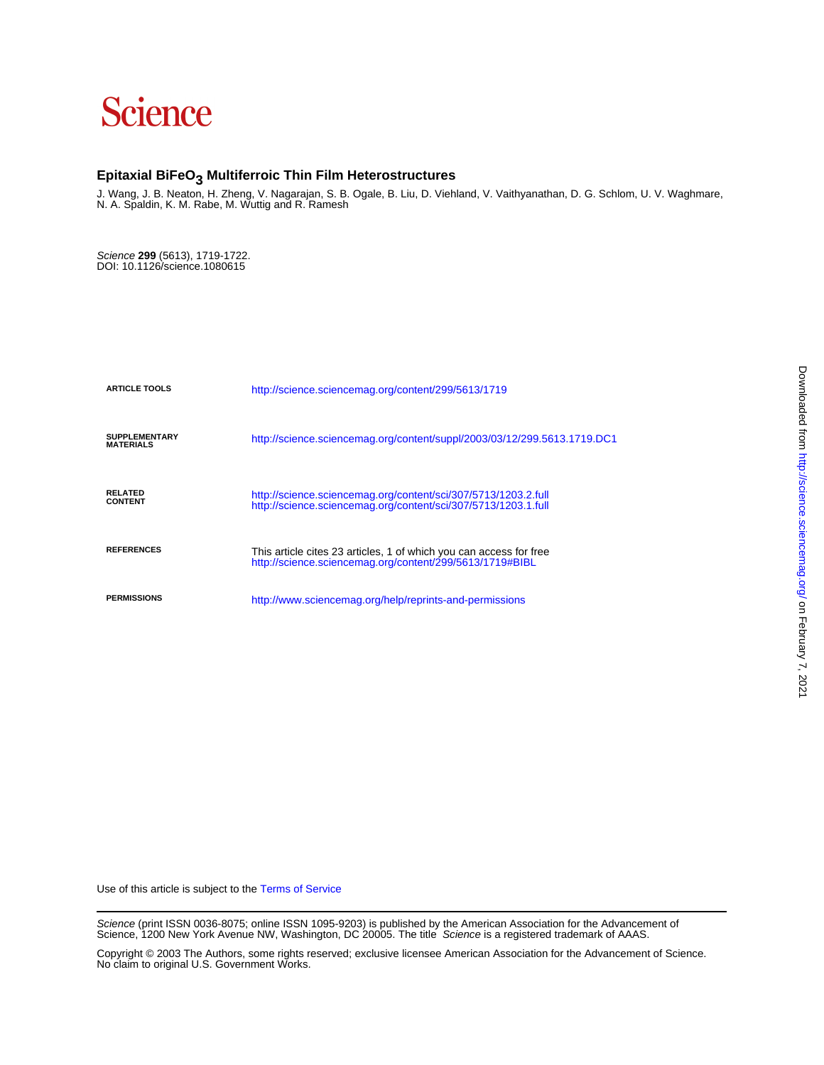Science

# Epitaxial $BiFeO_3$ Multiferroic Thin Film Heterostructures

J. Wang, J. B. Neaton, H. Zheng, V. Nagarajan, S. B. Ogale, B. Liu, D. Viehland, V. Vaithyanathan, D. G. Schlom, U. V. Waghmare, N. A. Spaldin, K. M. Rabe, M. Wuttig and R. Ramesh

*Science* **299** (5613), 1719-1722.
DOI: 10.1126/science.1080615

| | |
|---|---|
| **ARTICLE TOOLS** | http://science.sciencemag.org/content/299/5613/1719 |
| **SUPPLEMENTARY MATERIALS** | http://science.sciencemag.org/content/suppl/2003/03/12/299.5613.1719.DC1 |
| **RELATED CONTENT** | http://science.sciencemag.org/content/sci/307/5713/1203.2.full http://science.sciencemag.org/content/sci/307/5713/1203.1.full |
| **REFERENCES** | This article cites 23 articles, 1 of which you can access for free http://science.sciencemag.org/content/299/5613/1719#BIBL |
| **PERMISSIONS** | http://www.sciencemag.org/help/reprints-and-permissions |

Use of this article is subject to the Terms of Service

*Science* (print ISSN 0036-8075; online ISSN 1095-9203) is published by the American Association for the Advancement of Science, 1200 New York Avenue NW, Washington, DC 20005. The title *Science* is a registered trademark of AAAS.

Copyright © 2003 The Authors, some rights reserved; exclusive licensee American Association for the Advancement of Science. No claim to original U.S. Government Works.

Downloaded from http://science.sciencemag.org/ on February 7, 2021